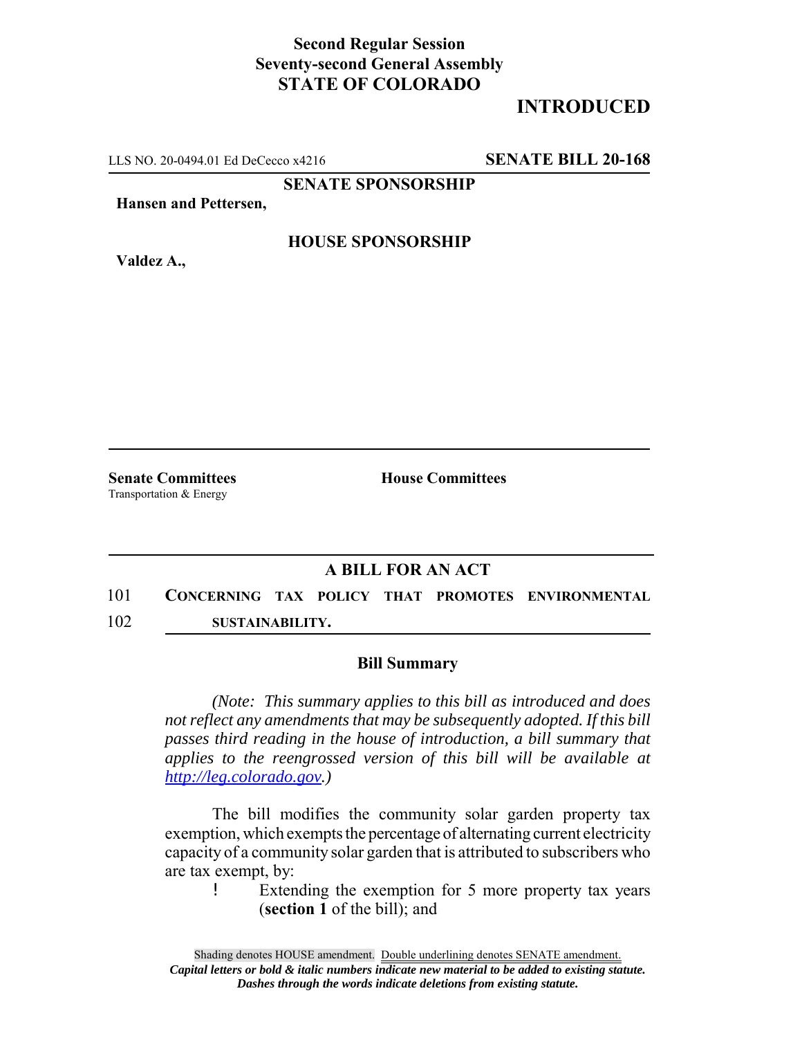**Second Regular Session**
**Seventy-second General Assembly**
**STATE OF COLORADO**

# INTRODUCED

LLS NO. 20-0494.01 Ed DeCecco x4216 **SENATE BILL 20-168**

**SENATE SPONSORSHIP**

**Hansen and Pettersen,**

**HOUSE SPONSORSHIP**

**Valdez A.,**

**Senate Committees**
Transportation & Energy

**House Committees**

## A BILL FOR AN ACT

101 **CONCERNING TAX POLICY THAT PROMOTES ENVIRONMENTAL**
102 **SUSTAINABILITY.**

### Bill Summary

*(Note: This summary applies to this bill as introduced and does not reflect any amendments that may be subsequently adopted. If this bill passes third reading in the house of introduction, a bill summary that applies to the reengrossed version of this bill will be available at http://leg.colorado.gov.)*

The bill modifies the community solar garden property tax exemption, which exempts the percentage of alternating current electricity capacity of a community solar garden that is attributed to subscribers who are tax exempt, by:

- Extending the exemption for 5 more property tax years (**section 1** of the bill); and

Shading denotes HOUSE amendment. Double underlining denotes SENATE amendment.
***Capital letters or bold & italic numbers indicate new material to be added to existing statute.***
***Dashes through the words indicate deletions from existing statute.***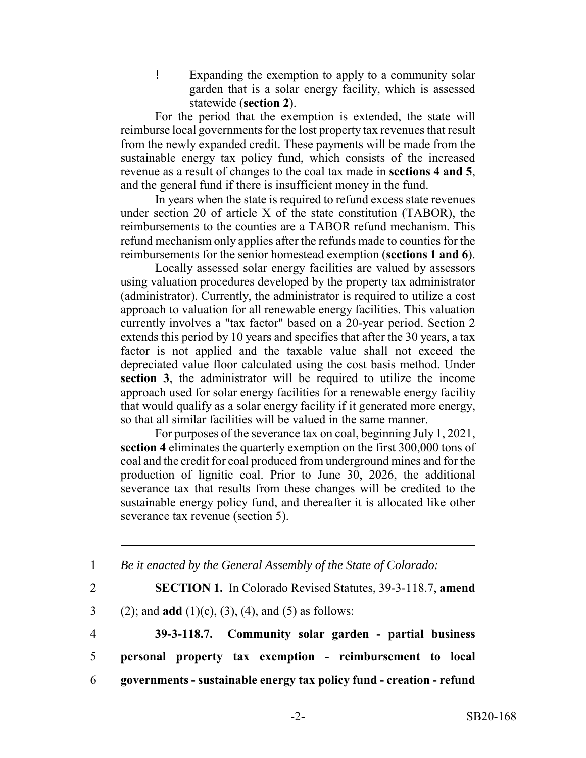- Expanding the exemption to apply to a community solar garden that is a solar energy facility, which is assessed statewide (**section 2**).

For the period that the exemption is extended, the state will reimburse local governments for the lost property tax revenues that result from the newly expanded credit. These payments will be made from the sustainable energy tax policy fund, which consists of the increased revenue as a result of changes to the coal tax made in **sections 4 and 5**, and the general fund if there is insufficient money in the fund.

In years when the state is required to refund excess state revenues under section 20 of article X of the state constitution (TABOR), the reimbursements to the counties are a TABOR refund mechanism. This refund mechanism only applies after the refunds made to counties for the reimbursements for the senior homestead exemption (**sections 1 and 6**).

Locally assessed solar energy facilities are valued by assessors using valuation procedures developed by the property tax administrator (administrator). Currently, the administrator is required to utilize a cost approach to valuation for all renewable energy facilities. This valuation currently involves a "tax factor" based on a 20-year period. Section 2 extends this period by 10 years and specifies that after the 30 years, a tax factor is not applied and the taxable value shall not exceed the depreciated value floor calculated using the cost basis method. Under **section 3**, the administrator will be required to utilize the income approach used for solar energy facilities for a renewable energy facility that would qualify as a solar energy facility if it generated more energy, so that all similar facilities will be valued in the same manner.

For purposes of the severance tax on coal, beginning July 1, 2021, **section 4** eliminates the quarterly exemption on the first 300,000 tons of coal and the credit for coal produced from underground mines and for the production of lignitic coal. Prior to June 30, 2026, the additional severance tax that results from these changes will be credited to the sustainable energy policy fund, and thereafter it is allocated like other severance tax revenue (section 5).

---

1 *Be it enacted by the General Assembly of the State of Colorado:*

2 **SECTION 1.** In Colorado Revised Statutes, 39-3-118.7, **amend**

3 (2); and **add** (1)(c), (3), (4), and (5) as follows:

4 **39-3-118.7. Community solar garden - partial business**

5 **personal property tax exemption - reimbursement to local**

6 **governments - sustainable energy tax policy fund - creation - refund**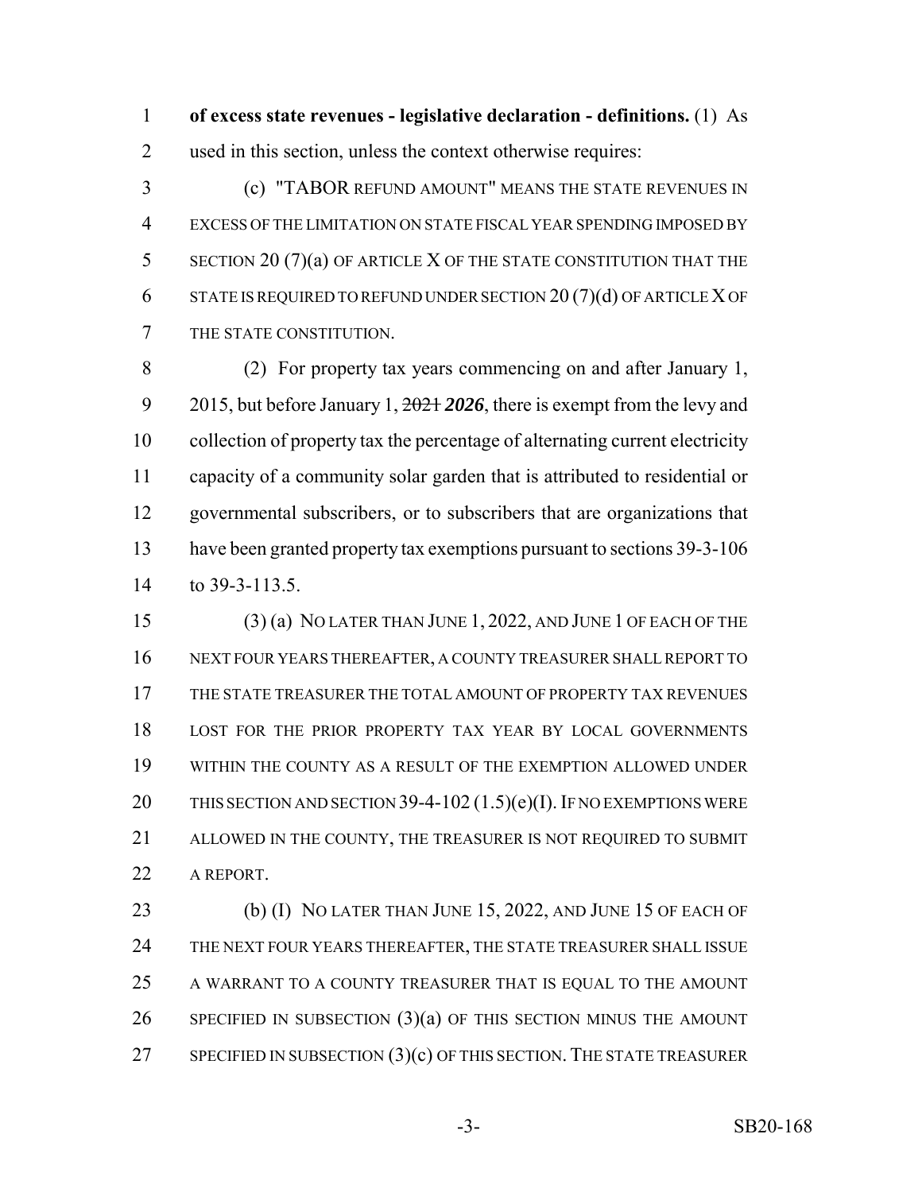**of excess state revenues - legislative declaration - definitions.** (1) As used in this section, unless the context otherwise requires:

(c) "TABOR REFUND AMOUNT" MEANS THE STATE REVENUES IN EXCESS OF THE LIMITATION ON STATE FISCAL YEAR SPENDING IMPOSED BY SECTION 20 (7)(a) OF ARTICLE X OF THE STATE CONSTITUTION THAT THE STATE IS REQUIRED TO REFUND UNDER SECTION 20 (7)(d) OF ARTICLE X OF THE STATE CONSTITUTION.

(2) For property tax years commencing on and after January 1, 2015, but before January 1, ~~2021~~ ***2026***, there is exempt from the levy and collection of property tax the percentage of alternating current electricity capacity of a community solar garden that is attributed to residential or governmental subscribers, or to subscribers that are organizations that have been granted property tax exemptions pursuant to sections 39-3-106 to 39-3-113.5.

(3) (a) NO LATER THAN JUNE 1, 2022, AND JUNE 1 OF EACH OF THE NEXT FOUR YEARS THEREAFTER, A COUNTY TREASURER SHALL REPORT TO THE STATE TREASURER THE TOTAL AMOUNT OF PROPERTY TAX REVENUES LOST FOR THE PRIOR PROPERTY TAX YEAR BY LOCAL GOVERNMENTS WITHIN THE COUNTY AS A RESULT OF THE EXEMPTION ALLOWED UNDER THIS SECTION AND SECTION 39-4-102 (1.5)(e)(I). IF NO EXEMPTIONS WERE ALLOWED IN THE COUNTY, THE TREASURER IS NOT REQUIRED TO SUBMIT A REPORT.

(b) (I) NO LATER THAN JUNE 15, 2022, AND JUNE 15 OF EACH OF THE NEXT FOUR YEARS THEREAFTER, THE STATE TREASURER SHALL ISSUE A WARRANT TO A COUNTY TREASURER THAT IS EQUAL TO THE AMOUNT SPECIFIED IN SUBSECTION (3)(a) OF THIS SECTION MINUS THE AMOUNT SPECIFIED IN SUBSECTION (3)(c) OF THIS SECTION. THE STATE TREASURER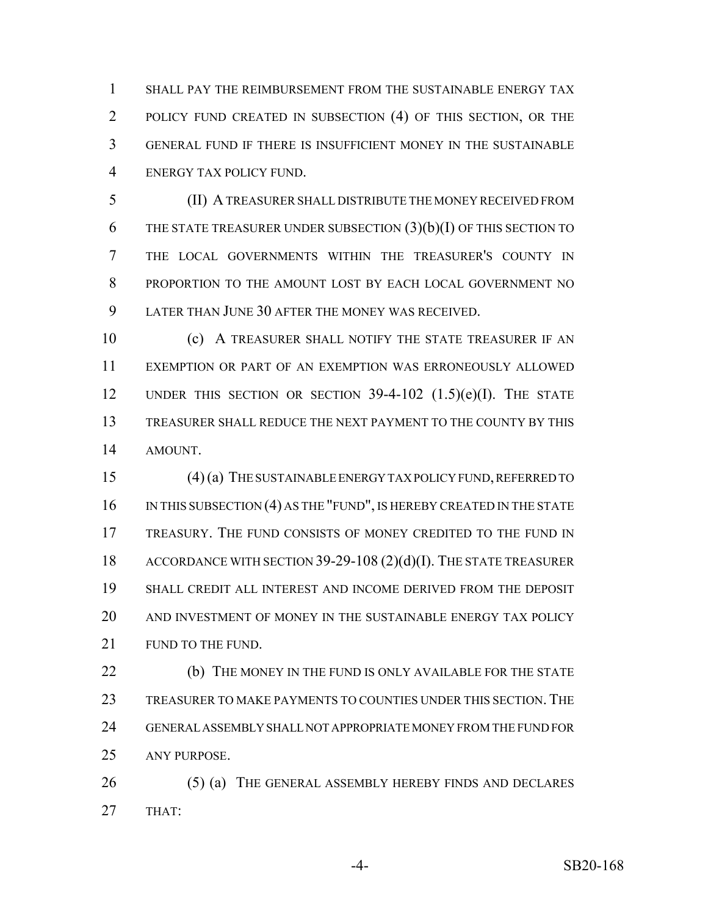SHALL PAY THE REIMBURSEMENT FROM THE SUSTAINABLE ENERGY TAX POLICY FUND CREATED IN SUBSECTION (4) OF THIS SECTION, OR THE GENERAL FUND IF THERE IS INSUFFICIENT MONEY IN THE SUSTAINABLE ENERGY TAX POLICY FUND.

(II) A TREASURER SHALL DISTRIBUTE THE MONEY RECEIVED FROM THE STATE TREASURER UNDER SUBSECTION (3)(b)(I) OF THIS SECTION TO THE LOCAL GOVERNMENTS WITHIN THE TREASURER'S COUNTY IN PROPORTION TO THE AMOUNT LOST BY EACH LOCAL GOVERNMENT NO LATER THAN JUNE 30 AFTER THE MONEY WAS RECEIVED.

(c) A TREASURER SHALL NOTIFY THE STATE TREASURER IF AN EXEMPTION OR PART OF AN EXEMPTION WAS ERRONEOUSLY ALLOWED UNDER THIS SECTION OR SECTION 39-4-102 (1.5)(e)(I). THE STATE TREASURER SHALL REDUCE THE NEXT PAYMENT TO THE COUNTY BY THIS AMOUNT.

(4) (a) THE SUSTAINABLE ENERGY TAX POLICY FUND, REFERRED TO IN THIS SUBSECTION (4) AS THE "FUND", IS HEREBY CREATED IN THE STATE TREASURY. THE FUND CONSISTS OF MONEY CREDITED TO THE FUND IN ACCORDANCE WITH SECTION 39-29-108 (2)(d)(I). THE STATE TREASURER SHALL CREDIT ALL INTEREST AND INCOME DERIVED FROM THE DEPOSIT AND INVESTMENT OF MONEY IN THE SUSTAINABLE ENERGY TAX POLICY FUND TO THE FUND.

(b) THE MONEY IN THE FUND IS ONLY AVAILABLE FOR THE STATE TREASURER TO MAKE PAYMENTS TO COUNTIES UNDER THIS SECTION. THE GENERAL ASSEMBLY SHALL NOT APPROPRIATE MONEY FROM THE FUND FOR ANY PURPOSE.

(5) (a) THE GENERAL ASSEMBLY HEREBY FINDS AND DECLARES THAT: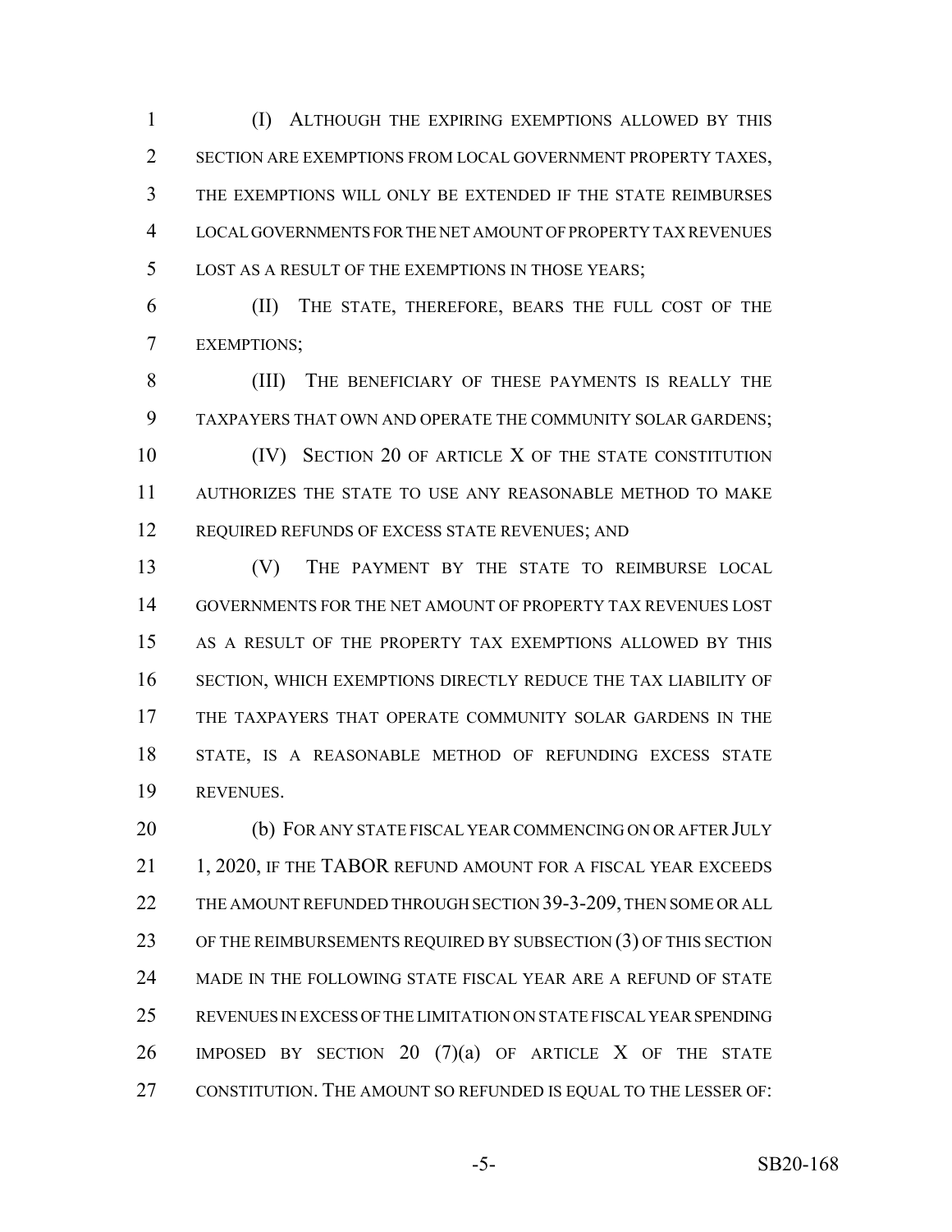(I) ALTHOUGH THE EXPIRING EXEMPTIONS ALLOWED BY THIS SECTION ARE EXEMPTIONS FROM LOCAL GOVERNMENT PROPERTY TAXES, THE EXEMPTIONS WILL ONLY BE EXTENDED IF THE STATE REIMBURSES LOCAL GOVERNMENTS FOR THE NET AMOUNT OF PROPERTY TAX REVENUES LOST AS A RESULT OF THE EXEMPTIONS IN THOSE YEARS;

(II) THE STATE, THEREFORE, BEARS THE FULL COST OF THE EXEMPTIONS;

(III) THE BENEFICIARY OF THESE PAYMENTS IS REALLY THE TAXPAYERS THAT OWN AND OPERATE THE COMMUNITY SOLAR GARDENS;

(IV) SECTION 20 OF ARTICLE X OF THE STATE CONSTITUTION AUTHORIZES THE STATE TO USE ANY REASONABLE METHOD TO MAKE REQUIRED REFUNDS OF EXCESS STATE REVENUES; AND

(V) THE PAYMENT BY THE STATE TO REIMBURSE LOCAL GOVERNMENTS FOR THE NET AMOUNT OF PROPERTY TAX REVENUES LOST AS A RESULT OF THE PROPERTY TAX EXEMPTIONS ALLOWED BY THIS SECTION, WHICH EXEMPTIONS DIRECTLY REDUCE THE TAX LIABILITY OF THE TAXPAYERS THAT OPERATE COMMUNITY SOLAR GARDENS IN THE STATE, IS A REASONABLE METHOD OF REFUNDING EXCESS STATE REVENUES.

(b) FOR ANY STATE FISCAL YEAR COMMENCING ON OR AFTER JULY 1, 2020, IF THE TABOR REFUND AMOUNT FOR A FISCAL YEAR EXCEEDS THE AMOUNT REFUNDED THROUGH SECTION 39-3-209, THEN SOME OR ALL OF THE REIMBURSEMENTS REQUIRED BY SUBSECTION (3) OF THIS SECTION MADE IN THE FOLLOWING STATE FISCAL YEAR ARE A REFUND OF STATE REVENUES IN EXCESS OF THE LIMITATION ON STATE FISCAL YEAR SPENDING IMPOSED BY SECTION 20 (7)(a) OF ARTICLE X OF THE STATE CONSTITUTION. THE AMOUNT SO REFUNDED IS EQUAL TO THE LESSER OF: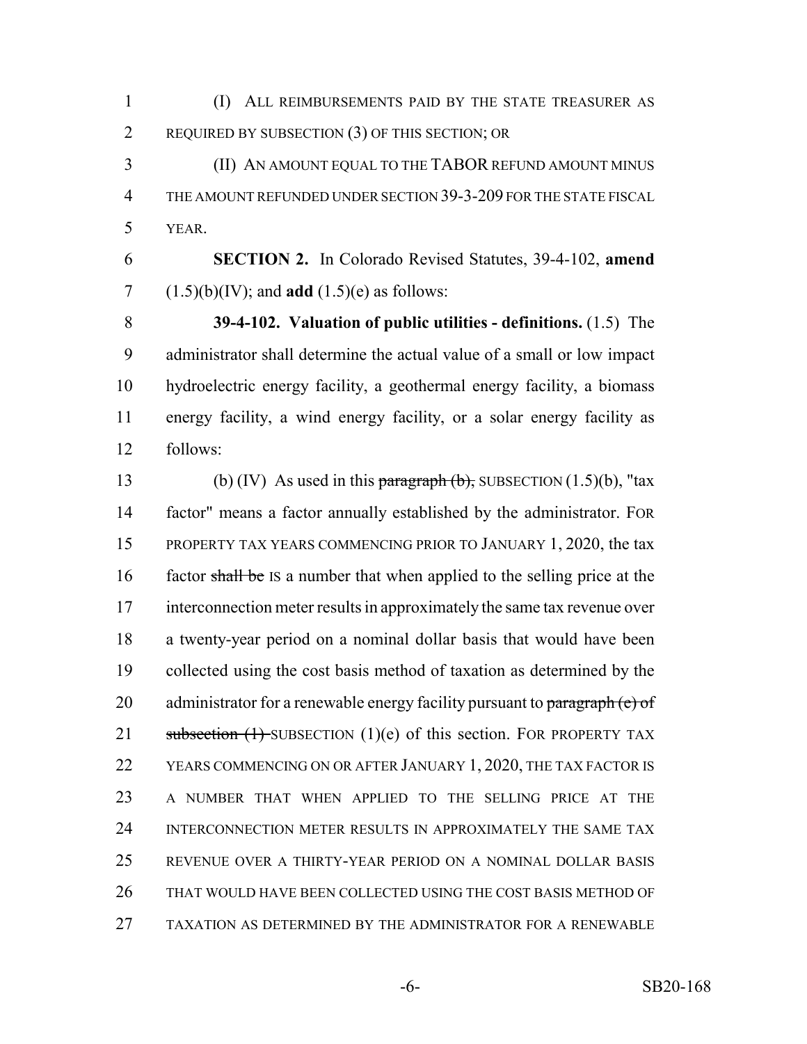(I) ALL REIMBURSEMENTS PAID BY THE STATE TREASURER AS REQUIRED BY SUBSECTION (3) OF THIS SECTION; OR

(II) AN AMOUNT EQUAL TO THE TABOR REFUND AMOUNT MINUS THE AMOUNT REFUNDED UNDER SECTION 39-3-209 FOR THE STATE FISCAL YEAR.

**SECTION 2.** In Colorado Revised Statutes, 39-4-102, **amend** (1.5)(b)(IV); and **add** (1.5)(e) as follows:

**39-4-102. Valuation of public utilities - definitions.** (1.5) The administrator shall determine the actual value of a small or low impact hydroelectric energy facility, a geothermal energy facility, a biomass energy facility, a wind energy facility, or a solar energy facility as follows:

(b) (IV) As used in this ~~paragraph (b),~~ SUBSECTION (1.5)(b), "tax factor" means a factor annually established by the administrator. FOR PROPERTY TAX YEARS COMMENCING PRIOR TO JANUARY 1, 2020, the tax factor ~~shall be~~ IS a number that when applied to the selling price at the interconnection meter results in approximately the same tax revenue over a twenty-year period on a nominal dollar basis that would have been collected using the cost basis method of taxation as determined by the administrator for a renewable energy facility pursuant to ~~paragraph (e) of subsection (1)~~ SUBSECTION (1)(e) of this section. FOR PROPERTY TAX YEARS COMMENCING ON OR AFTER JANUARY 1, 2020, THE TAX FACTOR IS A NUMBER THAT WHEN APPLIED TO THE SELLING PRICE AT THE INTERCONNECTION METER RESULTS IN APPROXIMATELY THE SAME TAX REVENUE OVER A THIRTY-YEAR PERIOD ON A NOMINAL DOLLAR BASIS THAT WOULD HAVE BEEN COLLECTED USING THE COST BASIS METHOD OF TAXATION AS DETERMINED BY THE ADMINISTRATOR FOR A RENEWABLE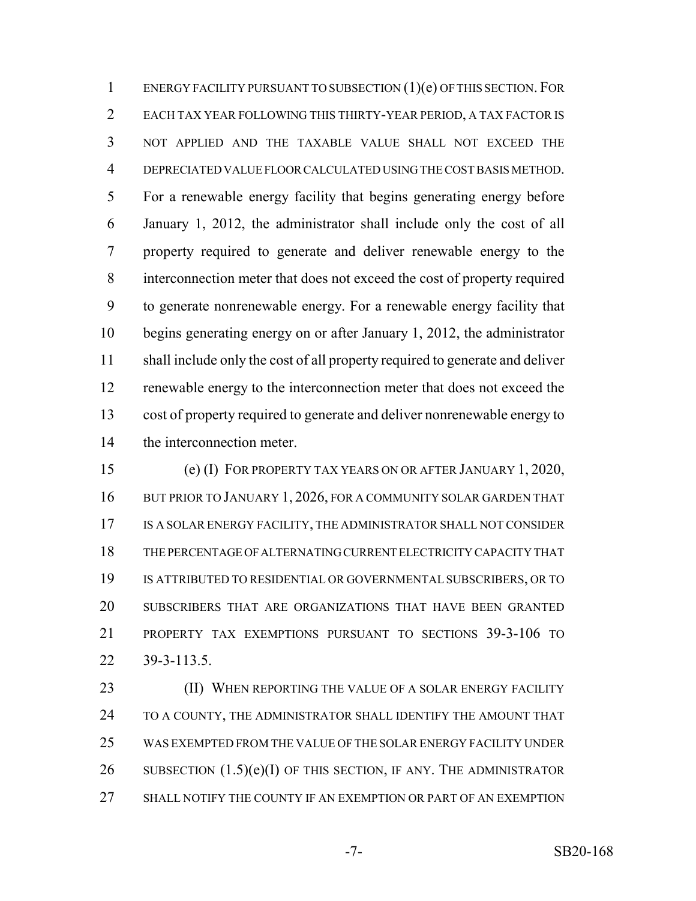ENERGY FACILITY PURSUANT TO SUBSECTION (1)(e) OF THIS SECTION. FOR EACH TAX YEAR FOLLOWING THIS THIRTY-YEAR PERIOD, A TAX FACTOR IS NOT APPLIED AND THE TAXABLE VALUE SHALL NOT EXCEED THE DEPRECIATED VALUE FLOOR CALCULATED USING THE COST BASIS METHOD. For a renewable energy facility that begins generating energy before January 1, 2012, the administrator shall include only the cost of all property required to generate and deliver renewable energy to the interconnection meter that does not exceed the cost of property required to generate nonrenewable energy. For a renewable energy facility that begins generating energy on or after January 1, 2012, the administrator shall include only the cost of all property required to generate and deliver renewable energy to the interconnection meter that does not exceed the cost of property required to generate and deliver nonrenewable energy to the interconnection meter.

(e) (I) FOR PROPERTY TAX YEARS ON OR AFTER JANUARY 1, 2020, BUT PRIOR TO JANUARY 1, 2026, FOR A COMMUNITY SOLAR GARDEN THAT IS A SOLAR ENERGY FACILITY, THE ADMINISTRATOR SHALL NOT CONSIDER THE PERCENTAGE OF ALTERNATING CURRENT ELECTRICITY CAPACITY THAT IS ATTRIBUTED TO RESIDENTIAL OR GOVERNMENTAL SUBSCRIBERS, OR TO SUBSCRIBERS THAT ARE ORGANIZATIONS THAT HAVE BEEN GRANTED PROPERTY TAX EXEMPTIONS PURSUANT TO SECTIONS 39-3-106 TO 39-3-113.5.

(II) WHEN REPORTING THE VALUE OF A SOLAR ENERGY FACILITY TO A COUNTY, THE ADMINISTRATOR SHALL IDENTIFY THE AMOUNT THAT WAS EXEMPTED FROM THE VALUE OF THE SOLAR ENERGY FACILITY UNDER SUBSECTION (1.5)(e)(I) OF THIS SECTION, IF ANY. THE ADMINISTRATOR SHALL NOTIFY THE COUNTY IF AN EXEMPTION OR PART OF AN EXEMPTION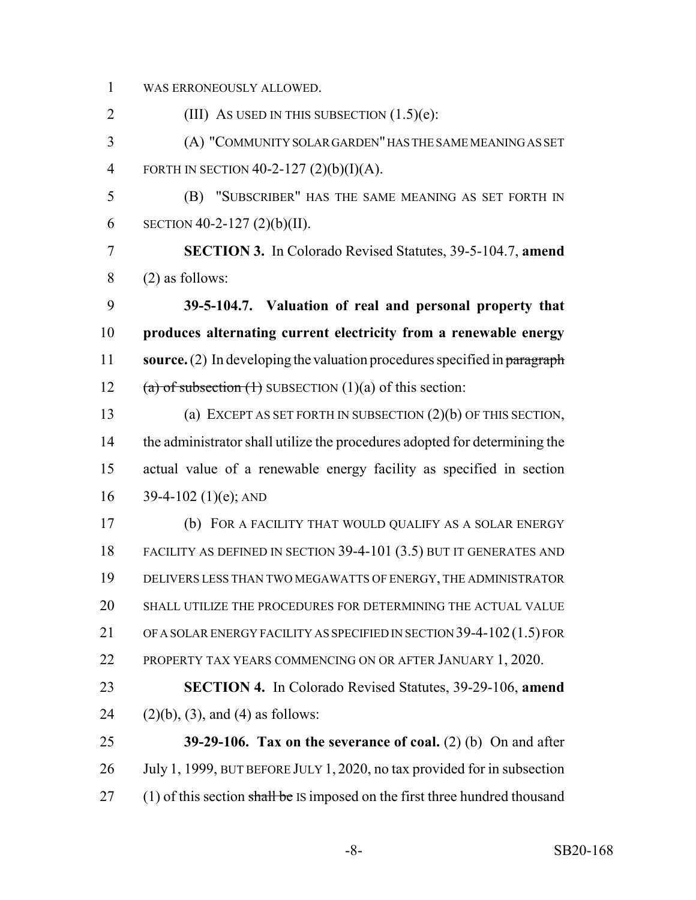WAS ERRONEOUSLY ALLOWED.

(III) AS USED IN THIS SUBSECTION (1.5)(e):

(A) "COMMUNITY SOLAR GARDEN" HAS THE SAME MEANING AS SET FORTH IN SECTION 40-2-127 (2)(b)(I)(A).

(B) "SUBSCRIBER" HAS THE SAME MEANING AS SET FORTH IN SECTION 40-2-127 (2)(b)(II).

**SECTION 3.** In Colorado Revised Statutes, 39-5-104.7, **amend** (2) as follows:

**39-5-104.7. Valuation of real and personal property that produces alternating current electricity from a renewable energy source.** (2) In developing the valuation procedures specified in ~~paragraph (a) of subsection (1)~~ SUBSECTION (1)(a) of this section:

(a) EXCEPT AS SET FORTH IN SUBSECTION (2)(b) OF THIS SECTION, the administrator shall utilize the procedures adopted for determining the actual value of a renewable energy facility as specified in section 39-4-102 (1)(e); AND

(b) FOR A FACILITY THAT WOULD QUALIFY AS A SOLAR ENERGY FACILITY AS DEFINED IN SECTION 39-4-101 (3.5) BUT IT GENERATES AND DELIVERS LESS THAN TWO MEGAWATTS OF ENERGY, THE ADMINISTRATOR SHALL UTILIZE THE PROCEDURES FOR DETERMINING THE ACTUAL VALUE OF A SOLAR ENERGY FACILITY AS SPECIFIED IN SECTION 39-4-102 (1.5) FOR PROPERTY TAX YEARS COMMENCING ON OR AFTER JANUARY 1, 2020.

**SECTION 4.** In Colorado Revised Statutes, 39-29-106, **amend** (2)(b), (3), and (4) as follows:

**39-29-106. Tax on the severance of coal.** (2) (b) On and after July 1, 1999, BUT BEFORE JULY 1, 2020, no tax provided for in subsection (1) of this section ~~shall be~~ IS imposed on the first three hundred thousand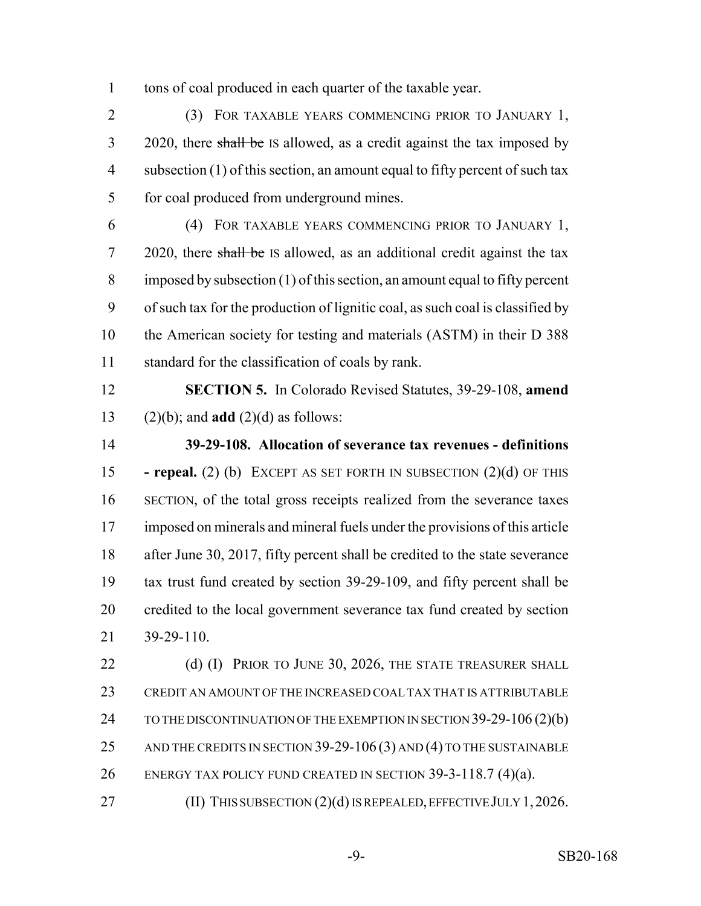tons of coal produced in each quarter of the taxable year.

(3) FOR TAXABLE YEARS COMMENCING PRIOR TO JANUARY 1, 2020, there ~~shall be~~ IS allowed, as a credit against the tax imposed by subsection (1) of this section, an amount equal to fifty percent of such tax for coal produced from underground mines.

(4) FOR TAXABLE YEARS COMMENCING PRIOR TO JANUARY 1, 2020, there ~~shall be~~ IS allowed, as an additional credit against the tax imposed by subsection (1) of this section, an amount equal to fifty percent of such tax for the production of lignitic coal, as such coal is classified by the American society for testing and materials (ASTM) in their D 388 standard for the classification of coals by rank.

**SECTION 5.** In Colorado Revised Statutes, 39-29-108, **amend** (2)(b); and **add** (2)(d) as follows:

**39-29-108. Allocation of severance tax revenues - definitions - repeal.** (2) (b) EXCEPT AS SET FORTH IN SUBSECTION (2)(d) OF THIS SECTION, of the total gross receipts realized from the severance taxes imposed on minerals and mineral fuels under the provisions of this article after June 30, 2017, fifty percent shall be credited to the state severance tax trust fund created by section 39-29-109, and fifty percent shall be credited to the local government severance tax fund created by section 39-29-110.

(d) (I) PRIOR TO JUNE 30, 2026, THE STATE TREASURER SHALL CREDIT AN AMOUNT OF THE INCREASED COAL TAX THAT IS ATTRIBUTABLE TO THE DISCONTINUATION OF THE EXEMPTION IN SECTION 39-29-106 (2)(b) AND THE CREDITS IN SECTION 39-29-106 (3) AND (4) TO THE SUSTAINABLE ENERGY TAX POLICY FUND CREATED IN SECTION 39-3-118.7 (4)(a).

(II) THIS SUBSECTION (2)(d) IS REPEALED, EFFECTIVE JULY 1, 2026.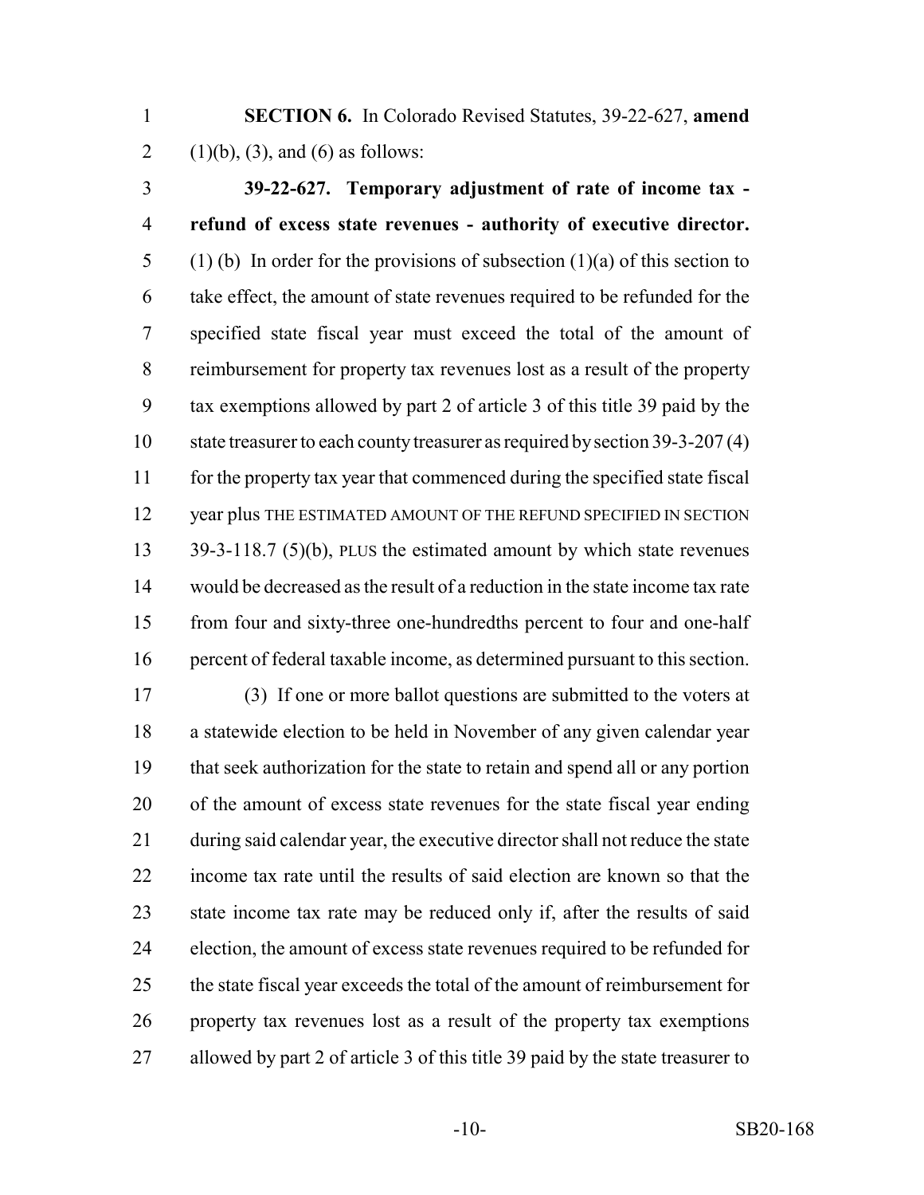**SECTION 6.** In Colorado Revised Statutes, 39-22-627, **amend** (1)(b), (3), and (6) as follows:

**39-22-627. Temporary adjustment of rate of income tax - refund of excess state revenues - authority of executive director.** (1) (b) In order for the provisions of subsection (1)(a) of this section to take effect, the amount of state revenues required to be refunded for the specified state fiscal year must exceed the total of the amount of reimbursement for property tax revenues lost as a result of the property tax exemptions allowed by part 2 of article 3 of this title 39 paid by the state treasurer to each county treasurer as required by section 39-3-207 (4) for the property tax year that commenced during the specified state fiscal year plus THE ESTIMATED AMOUNT OF THE REFUND SPECIFIED IN SECTION 39-3-118.7 (5)(b), PLUS the estimated amount by which state revenues would be decreased as the result of a reduction in the state income tax rate from four and sixty-three one-hundredths percent to four and one-half percent of federal taxable income, as determined pursuant to this section.

(3) If one or more ballot questions are submitted to the voters at a statewide election to be held in November of any given calendar year that seek authorization for the state to retain and spend all or any portion of the amount of excess state revenues for the state fiscal year ending during said calendar year, the executive director shall not reduce the state income tax rate until the results of said election are known so that the state income tax rate may be reduced only if, after the results of said election, the amount of excess state revenues required to be refunded for the state fiscal year exceeds the total of the amount of reimbursement for property tax revenues lost as a result of the property tax exemptions allowed by part 2 of article 3 of this title 39 paid by the state treasurer to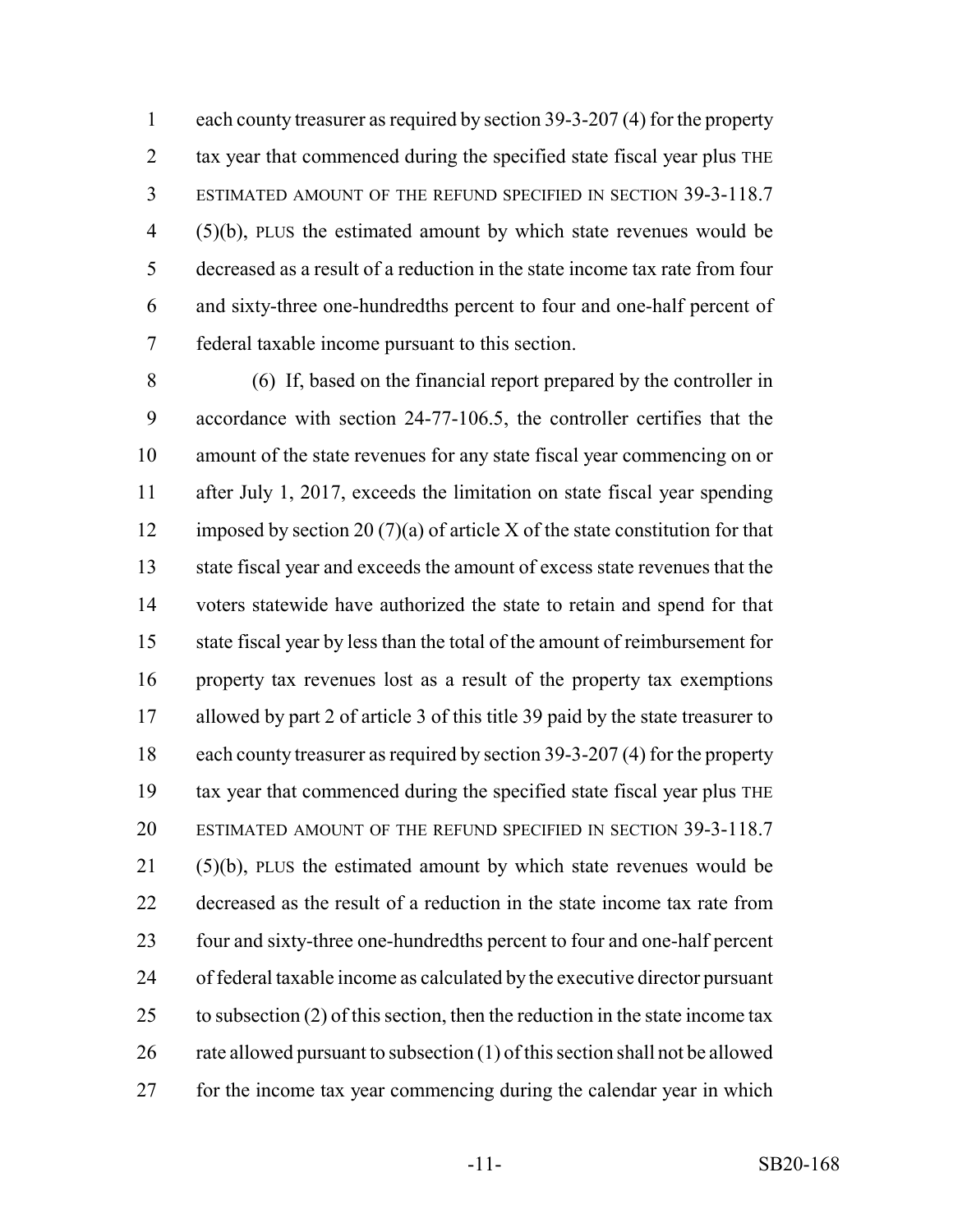each county treasurer as required by section 39-3-207 (4) for the property tax year that commenced during the specified state fiscal year plus THE ESTIMATED AMOUNT OF THE REFUND SPECIFIED IN SECTION 39-3-118.7 (5)(b), PLUS the estimated amount by which state revenues would be decreased as a result of a reduction in the state income tax rate from four and sixty-three one-hundredths percent to four and one-half percent of federal taxable income pursuant to this section.

(6) If, based on the financial report prepared by the controller in accordance with section 24-77-106.5, the controller certifies that the amount of the state revenues for any state fiscal year commencing on or after July 1, 2017, exceeds the limitation on state fiscal year spending imposed by section 20 (7)(a) of article X of the state constitution for that state fiscal year and exceeds the amount of excess state revenues that the voters statewide have authorized the state to retain and spend for that state fiscal year by less than the total of the amount of reimbursement for property tax revenues lost as a result of the property tax exemptions allowed by part 2 of article 3 of this title 39 paid by the state treasurer to each county treasurer as required by section 39-3-207 (4) for the property tax year that commenced during the specified state fiscal year plus THE ESTIMATED AMOUNT OF THE REFUND SPECIFIED IN SECTION 39-3-118.7 (5)(b), PLUS the estimated amount by which state revenues would be decreased as the result of a reduction in the state income tax rate from four and sixty-three one-hundredths percent to four and one-half percent of federal taxable income as calculated by the executive director pursuant to subsection (2) of this section, then the reduction in the state income tax rate allowed pursuant to subsection (1) of this section shall not be allowed for the income tax year commencing during the calendar year in which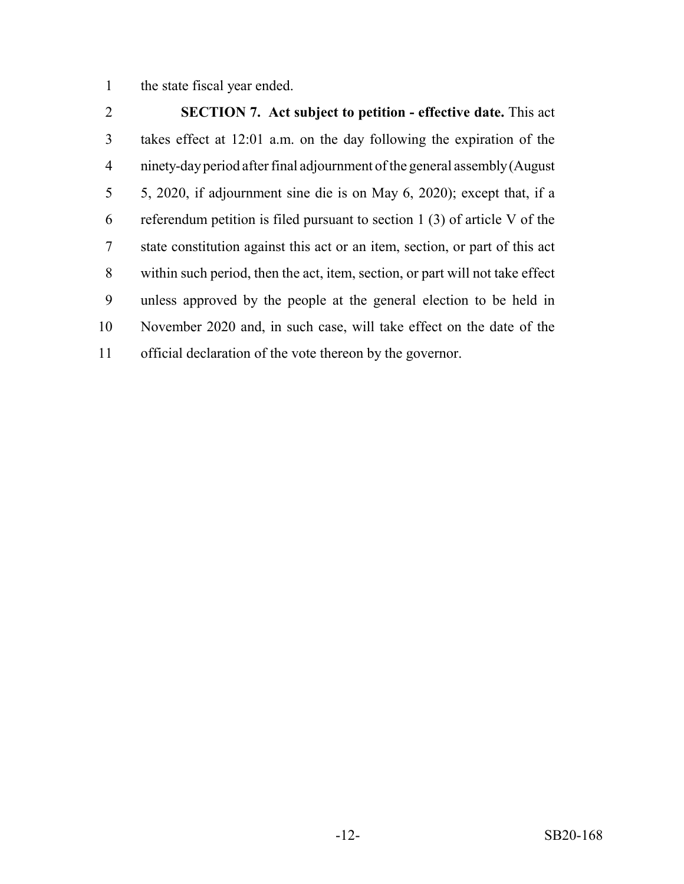the state fiscal year ended.

**SECTION 7. Act subject to petition - effective date.** This act takes effect at 12:01 a.m. on the day following the expiration of the ninety-day period after final adjournment of the general assembly (August 5, 2020, if adjournment sine die is on May 6, 2020); except that, if a referendum petition is filed pursuant to section 1 (3) of article V of the state constitution against this act or an item, section, or part of this act within such period, then the act, item, section, or part will not take effect unless approved by the people at the general election to be held in November 2020 and, in such case, will take effect on the date of the official declaration of the vote thereon by the governor.